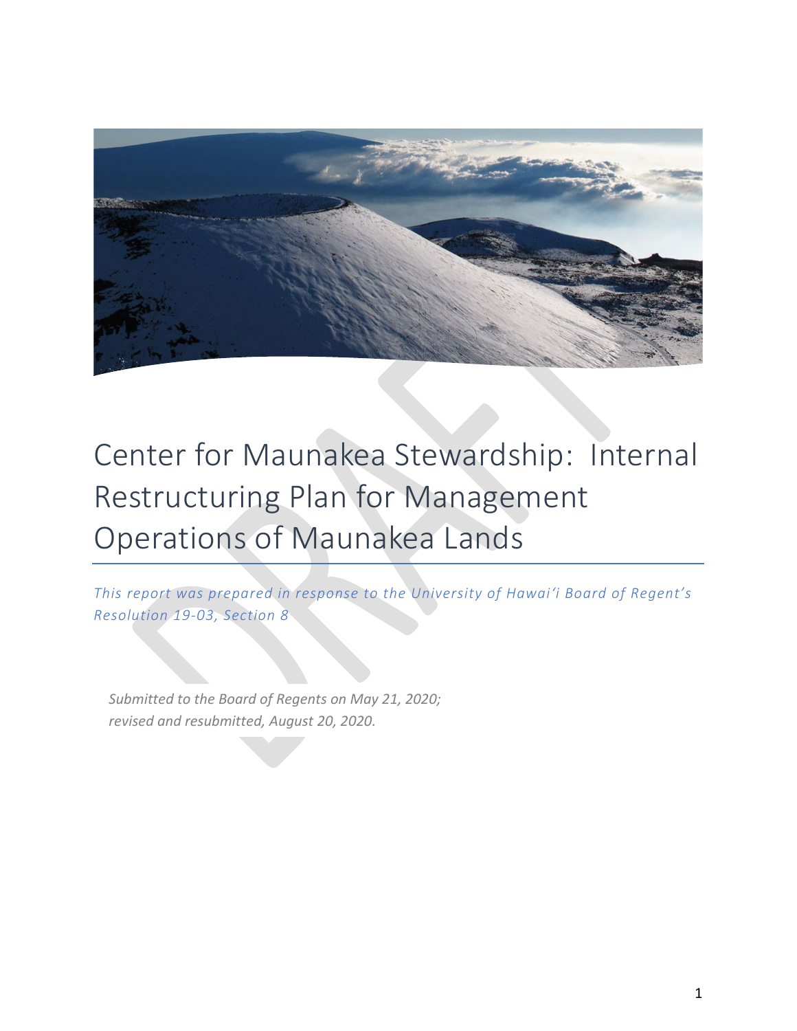# Center for Maunakea Stewardship: Internal Restructuring Plan for Management Operations of Maunakea Lands

*This report was prepared in response to the University of Hawai'i Board of Regent's Resolution 19-03, Section 8*

*Submitted to the Board of Regents on May 21, 2020; revised and resubmitted, August 20, 2020.*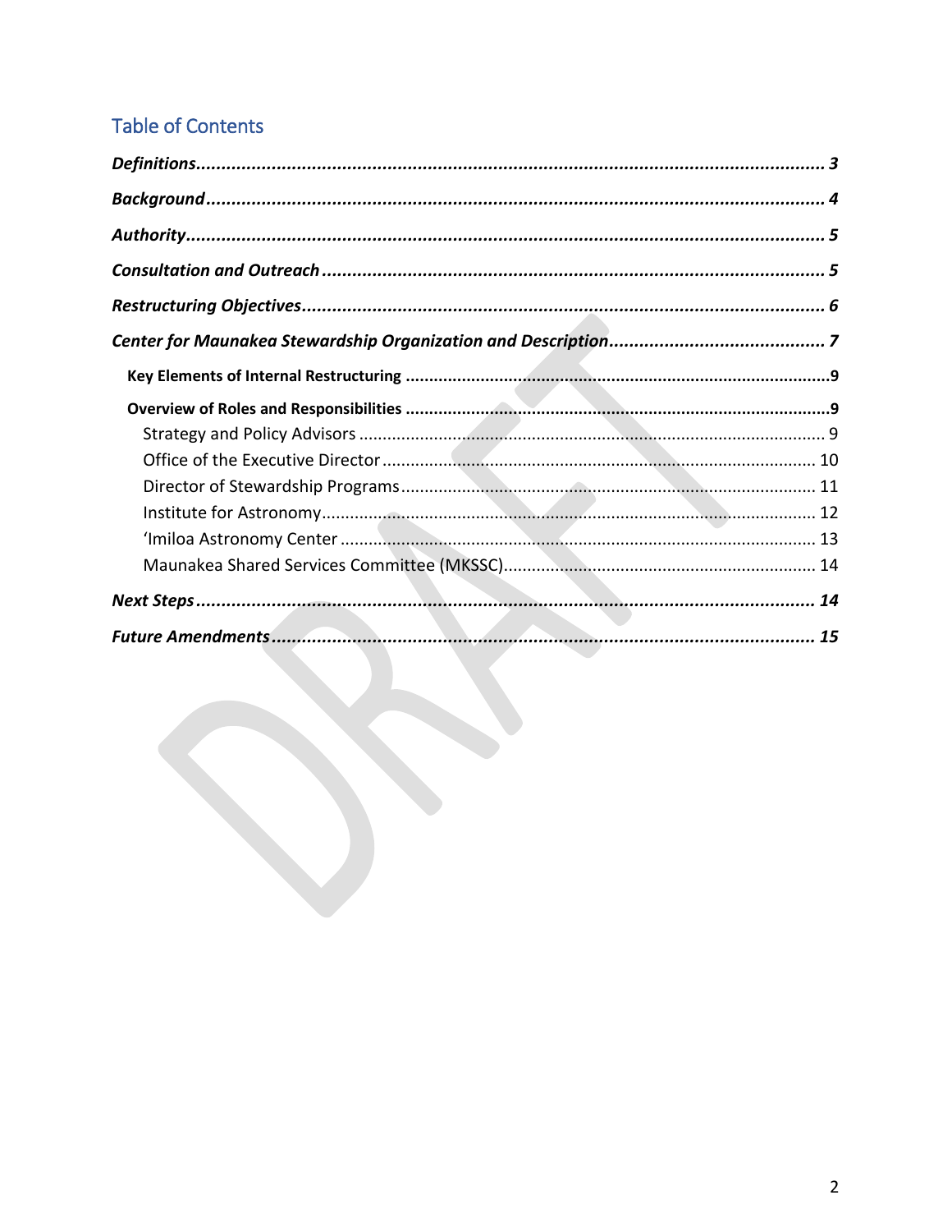# Table of Contents

*Definitions* ........ 3

*Background* ........ 4

*Authority* ........ 5

*Consultation and Outreach* ........ 5

*Restructuring Objectives* ........ 6

*Center for Maunakea Stewardship Organization and Description* ........ 7

- **Key Elements of Internal Restructuring** ........ 9
- **Overview of Roles and Responsibilities** ........ 9
  - Strategy and Policy Advisors ........ 9
  - Office of the Executive Director ........ 10
  - Director of Stewardship Programs ........ 11
  - Institute for Astronomy ........ 12
  - ʻImiloa Astronomy Center ........ 13
  - Maunakea Shared Services Committee (MKSSC) ........ 14

*Next Steps* ........ 14

*Future Amendments* ........ 15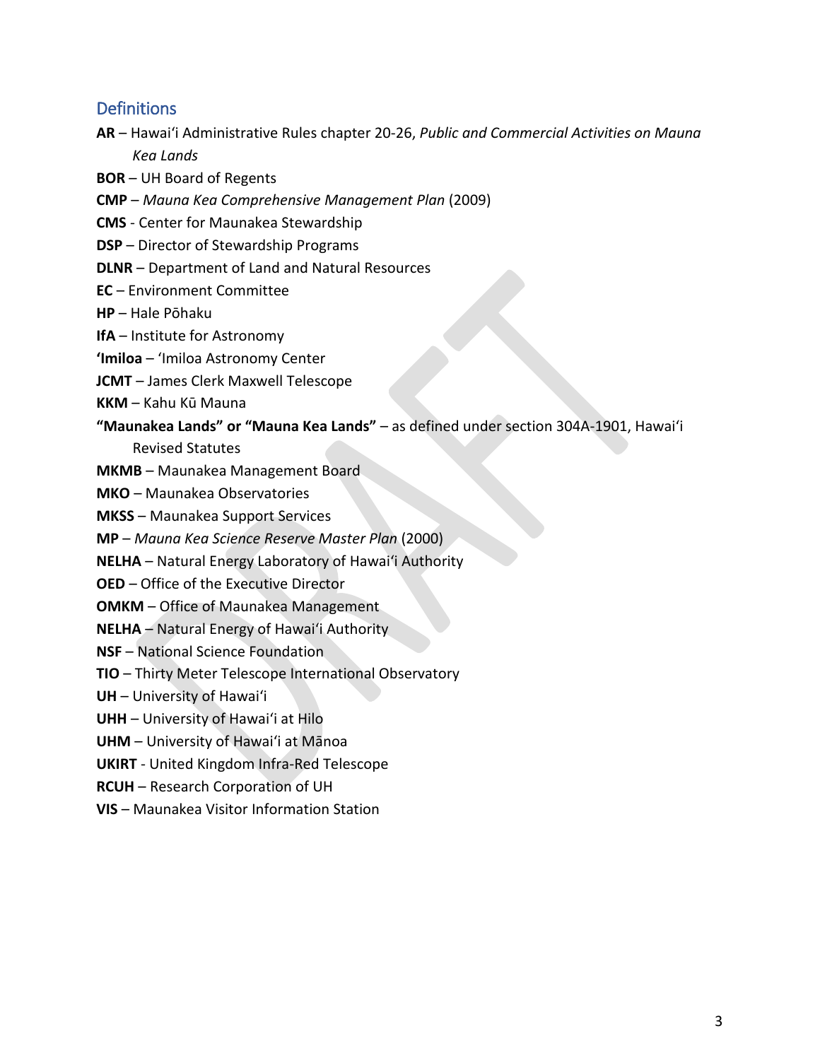## Definitions

**AR** – Hawaiʻi Administrative Rules chapter 20-26, *Public and Commercial Activities on Mauna Kea Lands*

**BOR** – UH Board of Regents

**CMP** – *Mauna Kea Comprehensive Management Plan* (2009)

**CMS** - Center for Maunakea Stewardship

**DSP** – Director of Stewardship Programs

**DLNR** – Department of Land and Natural Resources

**EC** – Environment Committee

**HP** – Hale Pōhaku

**IfA** – Institute for Astronomy

**ʻImiloa** – ʻImiloa Astronomy Center

**JCMT** – James Clerk Maxwell Telescope

**KKM** – Kahu Kū Mauna

**"Maunakea Lands" or "Mauna Kea Lands"** – as defined under section 304A-1901, Hawaiʻi Revised Statutes

**MKMB** – Maunakea Management Board

**MKO** – Maunakea Observatories

**MKSS** – Maunakea Support Services

**MP** – *Mauna Kea Science Reserve Master Plan* (2000)

**NELHA** – Natural Energy Laboratory of Hawaiʻi Authority

**OED** – Office of the Executive Director

**OMKM** – Office of Maunakea Management

**NELHA** – Natural Energy of Hawaiʻi Authority

**NSF** – National Science Foundation

**TIO** – Thirty Meter Telescope International Observatory

**UH** – University of Hawaiʻi

**UHH** – University of Hawaiʻi at Hilo

**UHM** – University of Hawaiʻi at Mānoa

**UKIRT** - United Kingdom Infra-Red Telescope

**RCUH** – Research Corporation of UH

**VIS** – Maunakea Visitor Information Station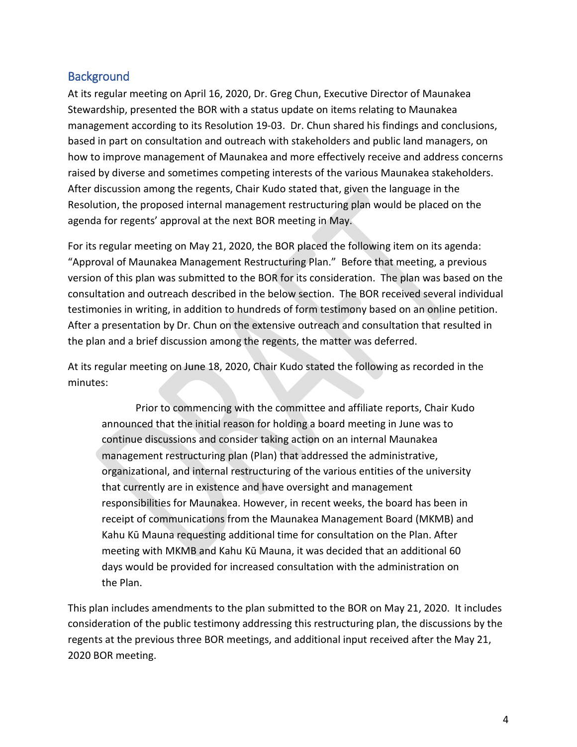## Background

At its regular meeting on April 16, 2020, Dr. Greg Chun, Executive Director of Maunakea Stewardship, presented the BOR with a status update on items relating to Maunakea management according to its Resolution 19-03. Dr. Chun shared his findings and conclusions, based in part on consultation and outreach with stakeholders and public land managers, on how to improve management of Maunakea and more effectively receive and address concerns raised by diverse and sometimes competing interests of the various Maunakea stakeholders. After discussion among the regents, Chair Kudo stated that, given the language in the Resolution, the proposed internal management restructuring plan would be placed on the agenda for regents' approval at the next BOR meeting in May.

For its regular meeting on May 21, 2020, the BOR placed the following item on its agenda: "Approval of Maunakea Management Restructuring Plan." Before that meeting, a previous version of this plan was submitted to the BOR for its consideration. The plan was based on the consultation and outreach described in the below section. The BOR received several individual testimonies in writing, in addition to hundreds of form testimony based on an online petition. After a presentation by Dr. Chun on the extensive outreach and consultation that resulted in the plan and a brief discussion among the regents, the matter was deferred.

At its regular meeting on June 18, 2020, Chair Kudo stated the following as recorded in the minutes:

> Prior to commencing with the committee and affiliate reports, Chair Kudo announced that the initial reason for holding a board meeting in June was to continue discussions and consider taking action on an internal Maunakea management restructuring plan (Plan) that addressed the administrative, organizational, and internal restructuring of the various entities of the university that currently are in existence and have oversight and management responsibilities for Maunakea. However, in recent weeks, the board has been in receipt of communications from the Maunakea Management Board (MKMB) and Kahu Kū Mauna requesting additional time for consultation on the Plan. After meeting with MKMB and Kahu Kū Mauna, it was decided that an additional 60 days would be provided for increased consultation with the administration on the Plan.

This plan includes amendments to the plan submitted to the BOR on May 21, 2020. It includes consideration of the public testimony addressing this restructuring plan, the discussions by the regents at the previous three BOR meetings, and additional input received after the May 21, 2020 BOR meeting.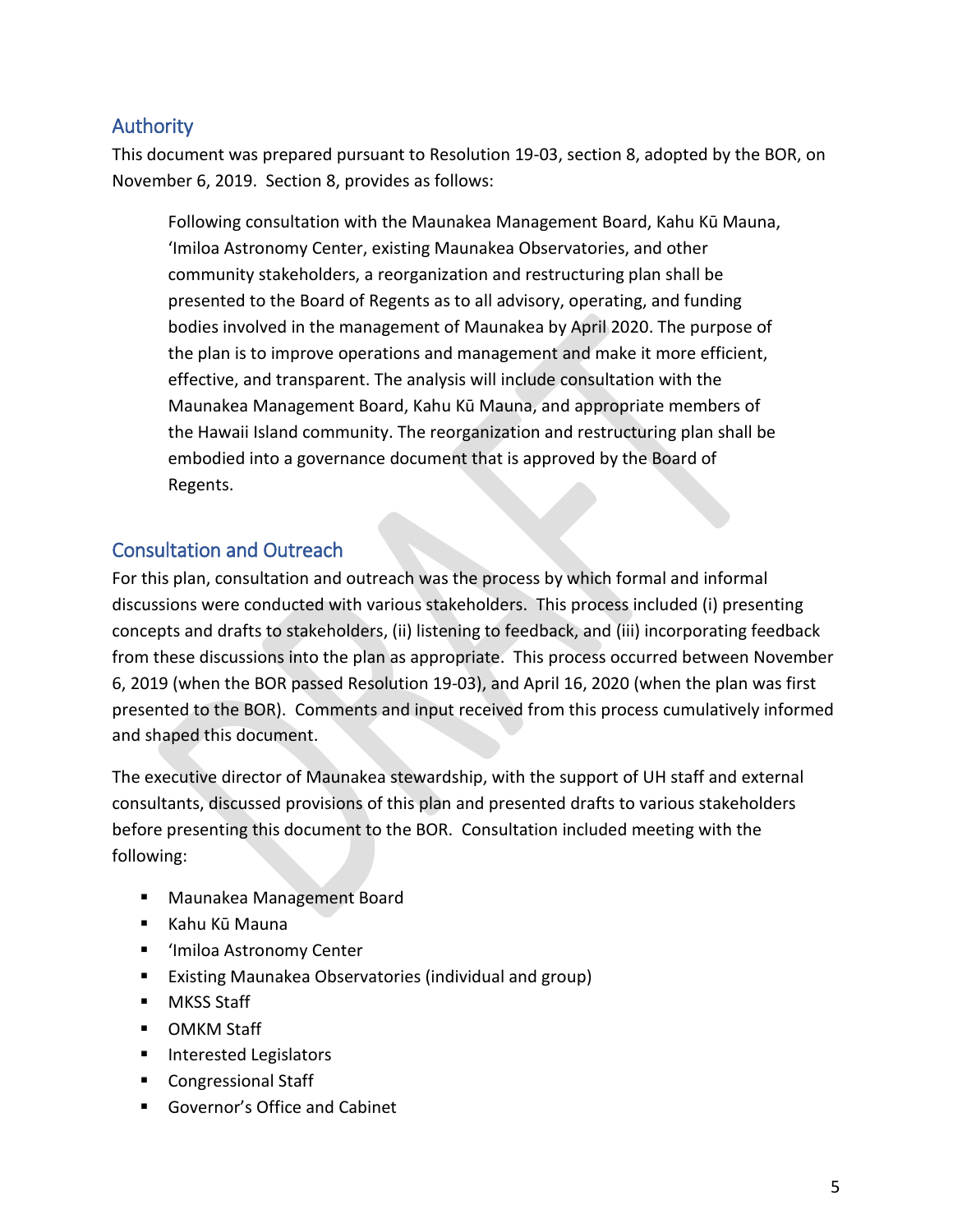## Authority

This document was prepared pursuant to Resolution 19-03, section 8, adopted by the BOR, on November 6, 2019. Section 8, provides as follows:

> Following consultation with the Maunakea Management Board, Kahu Kū Mauna, ʻImiloa Astronomy Center, existing Maunakea Observatories, and other community stakeholders, a reorganization and restructuring plan shall be presented to the Board of Regents as to all advisory, operating, and funding bodies involved in the management of Maunakea by April 2020. The purpose of the plan is to improve operations and management and make it more efficient, effective, and transparent. The analysis will include consultation with the Maunakea Management Board, Kahu Kū Mauna, and appropriate members of the Hawaii Island community. The reorganization and restructuring plan shall be embodied into a governance document that is approved by the Board of Regents.

## Consultation and Outreach

For this plan, consultation and outreach was the process by which formal and informal discussions were conducted with various stakeholders. This process included (i) presenting concepts and drafts to stakeholders, (ii) listening to feedback, and (iii) incorporating feedback from these discussions into the plan as appropriate. This process occurred between November 6, 2019 (when the BOR passed Resolution 19-03), and April 16, 2020 (when the plan was first presented to the BOR). Comments and input received from this process cumulatively informed and shaped this document.

The executive director of Maunakea stewardship, with the support of UH staff and external consultants, discussed provisions of this plan and presented drafts to various stakeholders before presenting this document to the BOR. Consultation included meeting with the following:

- Maunakea Management Board
- Kahu Kū Mauna
- ʻImiloa Astronomy Center
- Existing Maunakea Observatories (individual and group)
- MKSS Staff
- OMKM Staff
- Interested Legislators
- Congressional Staff
- Governor's Office and Cabinet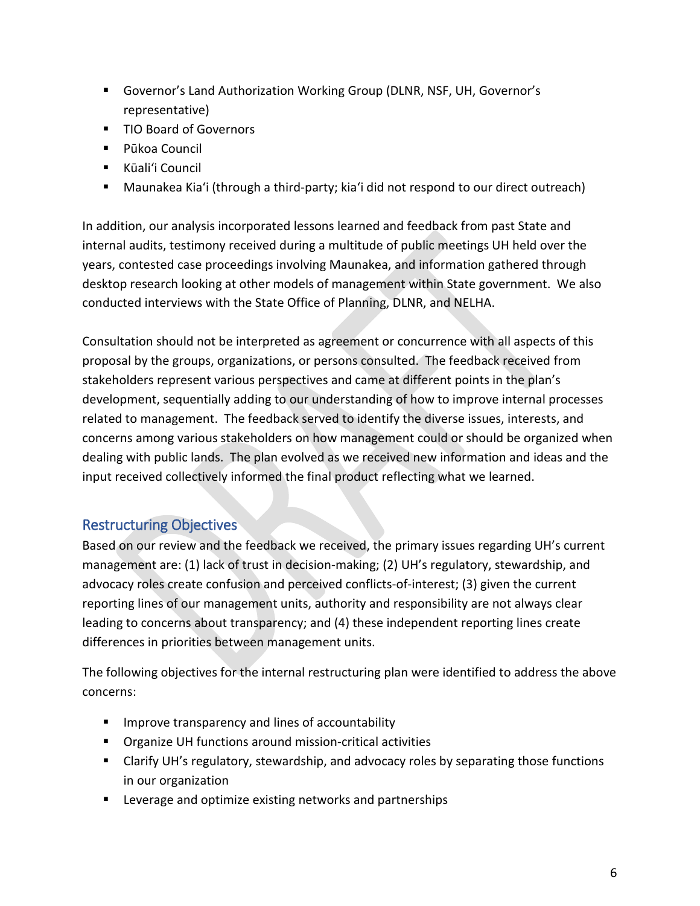- Governor's Land Authorization Working Group (DLNR, NSF, UH, Governor's representative)
- TIO Board of Governors
- Pūkoa Council
- Kūali'i Council
- Maunakea Kia'i (through a third-party; kia'i did not respond to our direct outreach)

In addition, our analysis incorporated lessons learned and feedback from past State and internal audits, testimony received during a multitude of public meetings UH held over the years, contested case proceedings involving Maunakea, and information gathered through desktop research looking at other models of management within State government. We also conducted interviews with the State Office of Planning, DLNR, and NELHA.

Consultation should not be interpreted as agreement or concurrence with all aspects of this proposal by the groups, organizations, or persons consulted. The feedback received from stakeholders represent various perspectives and came at different points in the plan's development, sequentially adding to our understanding of how to improve internal processes related to management. The feedback served to identify the diverse issues, interests, and concerns among various stakeholders on how management could or should be organized when dealing with public lands. The plan evolved as we received new information and ideas and the input received collectively informed the final product reflecting what we learned.

## Restructuring Objectives

Based on our review and the feedback we received, the primary issues regarding UH's current management are: (1) lack of trust in decision-making; (2) UH's regulatory, stewardship, and advocacy roles create confusion and perceived conflicts-of-interest; (3) given the current reporting lines of our management units, authority and responsibility are not always clear leading to concerns about transparency; and (4) these independent reporting lines create differences in priorities between management units.

The following objectives for the internal restructuring plan were identified to address the above concerns:

- Improve transparency and lines of accountability
- Organize UH functions around mission-critical activities
- Clarify UH's regulatory, stewardship, and advocacy roles by separating those functions in our organization
- Leverage and optimize existing networks and partnerships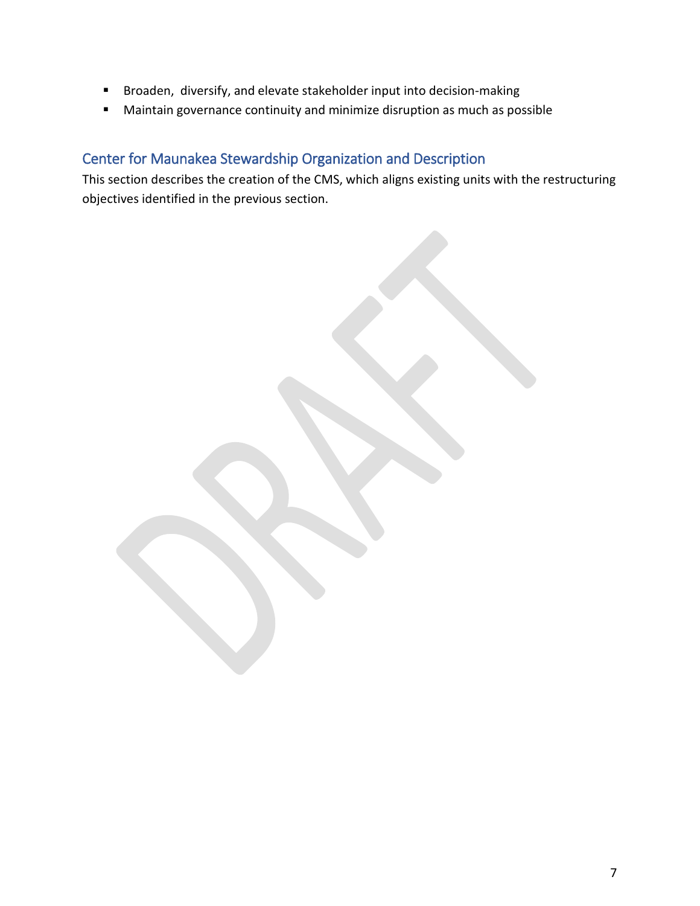- Broaden,  diversify, and elevate stakeholder input into decision-making
- Maintain governance continuity and minimize disruption as much as possible

## Center for Maunakea Stewardship Organization and Description

This section describes the creation of the CMS, which aligns existing units with the restructuring objectives identified in the previous section.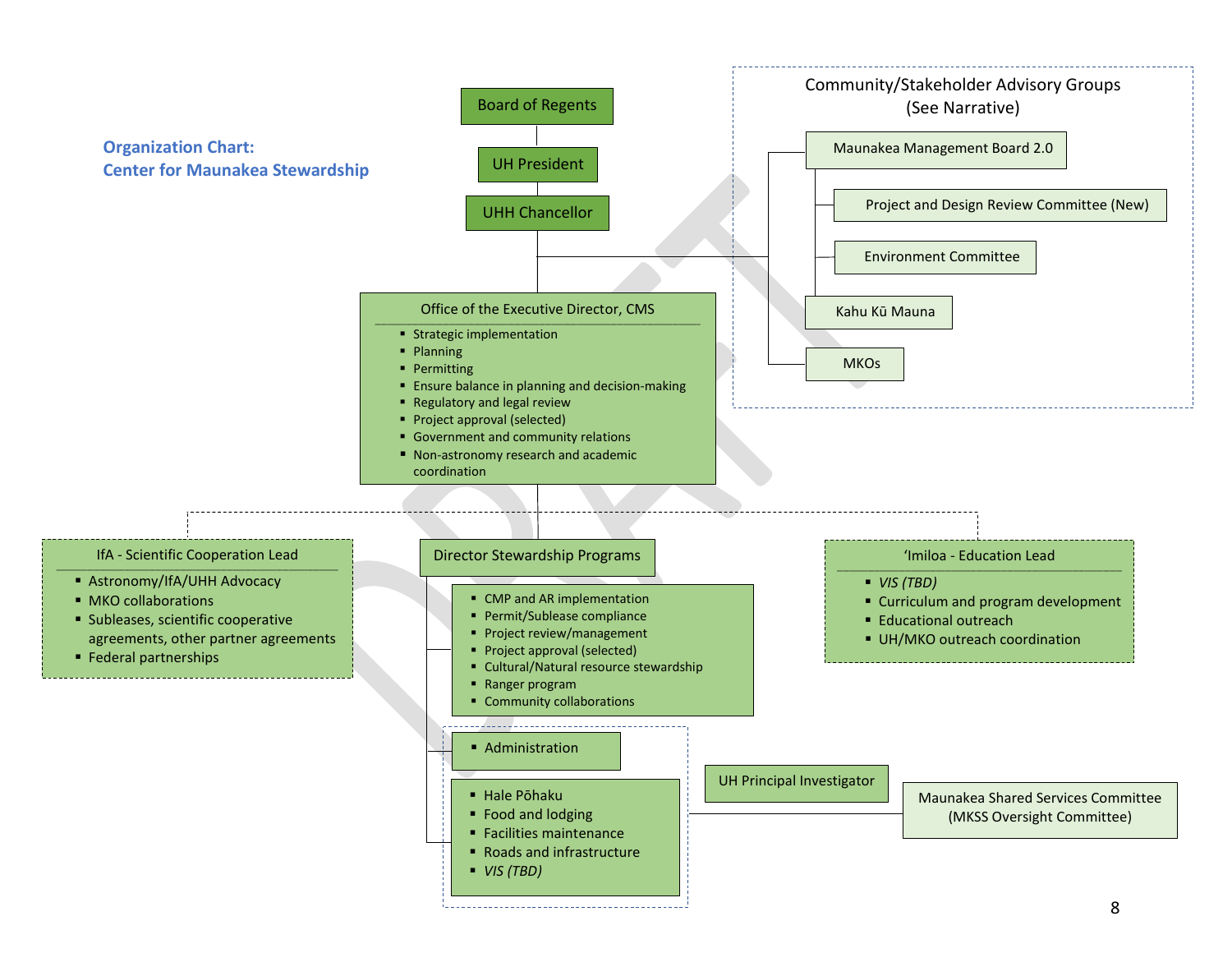## Organization Chart: Center for Maunakea Stewardship

Board of Regents

UH President

UHH Chancellor

### Community/Stakeholder Advisory Groups (See Narrative)

- Maunakea Management Board 2.0
  - Project and Design Review Committee (New)
  - Environment Committee
  - Kahu Kū Mauna
- MKOs

### Office of the Executive Director, CMS

- Strategic implementation
- Planning
- Permitting
- Ensure balance in planning and decision-making
- Regulatory and legal review
- Project approval (selected)
- Government and community relations
- Non-astronomy research and academic coordination

### IfA - Scientific Cooperation Lead

- Astronomy/IfA/UHH Advocacy
- MKO collaborations
- Subleases, scientific cooperative agreements, other partner agreements
- Federal partnerships

### Director Stewardship Programs

- CMP and AR implementation
- Permit/Sublease compliance
- Project review/management
- Project approval (selected)
- Cultural/Natural resource stewardship
- Ranger program
- Community collaborations

- Administration

- Hale Pōhaku
- Food and lodging
- Facilities maintenance
- Roads and infrastructure
- *VIS (TBD)*

### ʻImiloa - Education Lead

- *VIS (TBD)*
- Curriculum and program development
- Educational outreach
- UH/MKO outreach coordination

UH Principal Investigator

Maunakea Shared Services Committee (MKSS Oversight Committee)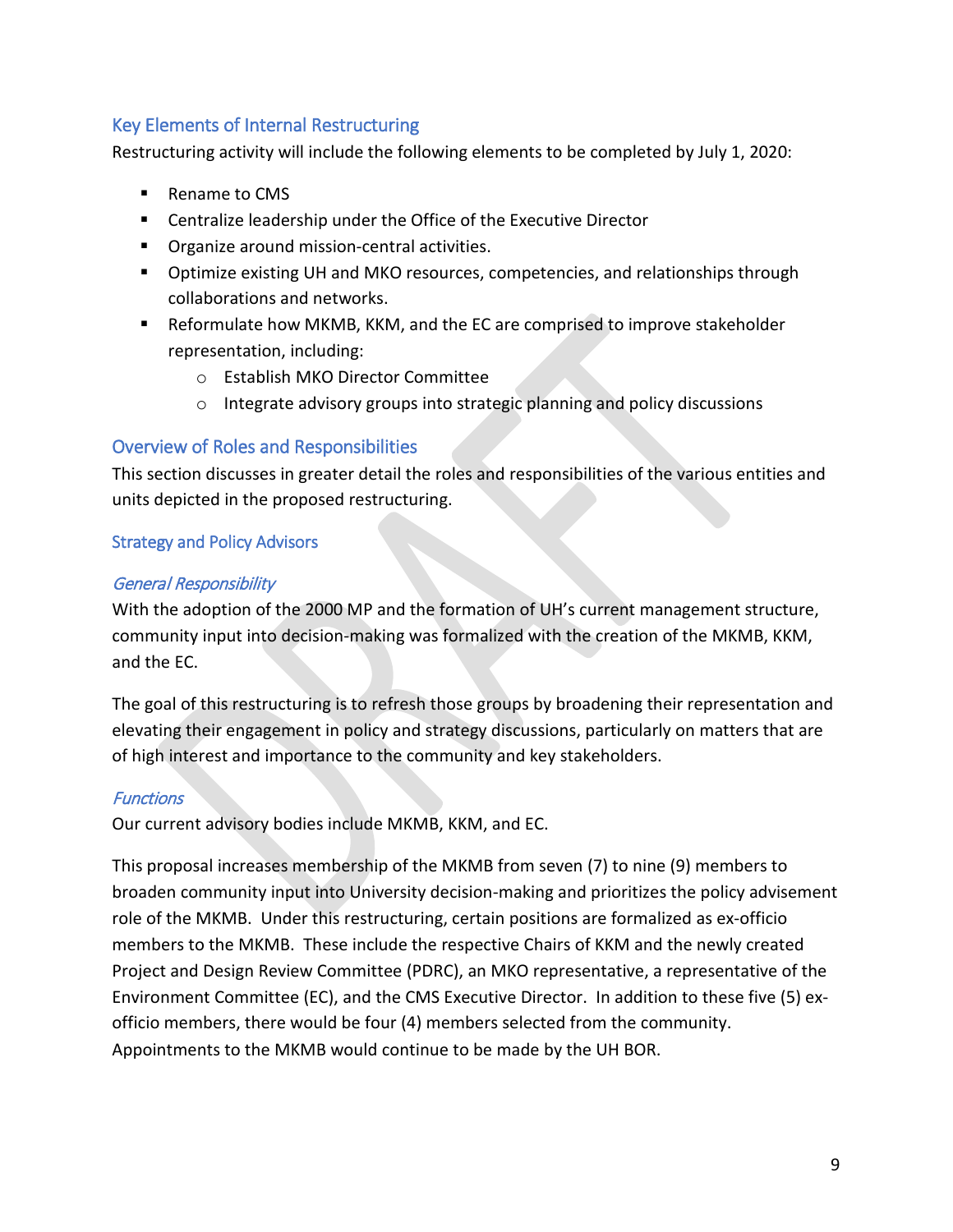## Key Elements of Internal Restructuring

Restructuring activity will include the following elements to be completed by July 1, 2020:

- Rename to CMS
- Centralize leadership under the Office of the Executive Director
- Organize around mission-central activities.
- Optimize existing UH and MKO resources, competencies, and relationships through collaborations and networks.
- Reformulate how MKMB, KKM, and the EC are comprised to improve stakeholder representation, including:
  - Establish MKO Director Committee
  - Integrate advisory groups into strategic planning and policy discussions

## Overview of Roles and Responsibilities

This section discusses in greater detail the roles and responsibilities of the various entities and units depicted in the proposed restructuring.

### Strategy and Policy Advisors

#### *General Responsibility*

With the adoption of the 2000 MP and the formation of UH's current management structure, community input into decision-making was formalized with the creation of the MKMB, KKM, and the EC.

The goal of this restructuring is to refresh those groups by broadening their representation and elevating their engagement in policy and strategy discussions, particularly on matters that are of high interest and importance to the community and key stakeholders.

#### *Functions*

Our current advisory bodies include MKMB, KKM, and EC.

This proposal increases membership of the MKMB from seven (7) to nine (9) members to broaden community input into University decision-making and prioritizes the policy advisement role of the MKMB. Under this restructuring, certain positions are formalized as ex-officio members to the MKMB. These include the respective Chairs of KKM and the newly created Project and Design Review Committee (PDRC), an MKO representative, a representative of the Environment Committee (EC), and the CMS Executive Director. In addition to these five (5) ex-officio members, there would be four (4) members selected from the community. Appointments to the MKMB would continue to be made by the UH BOR.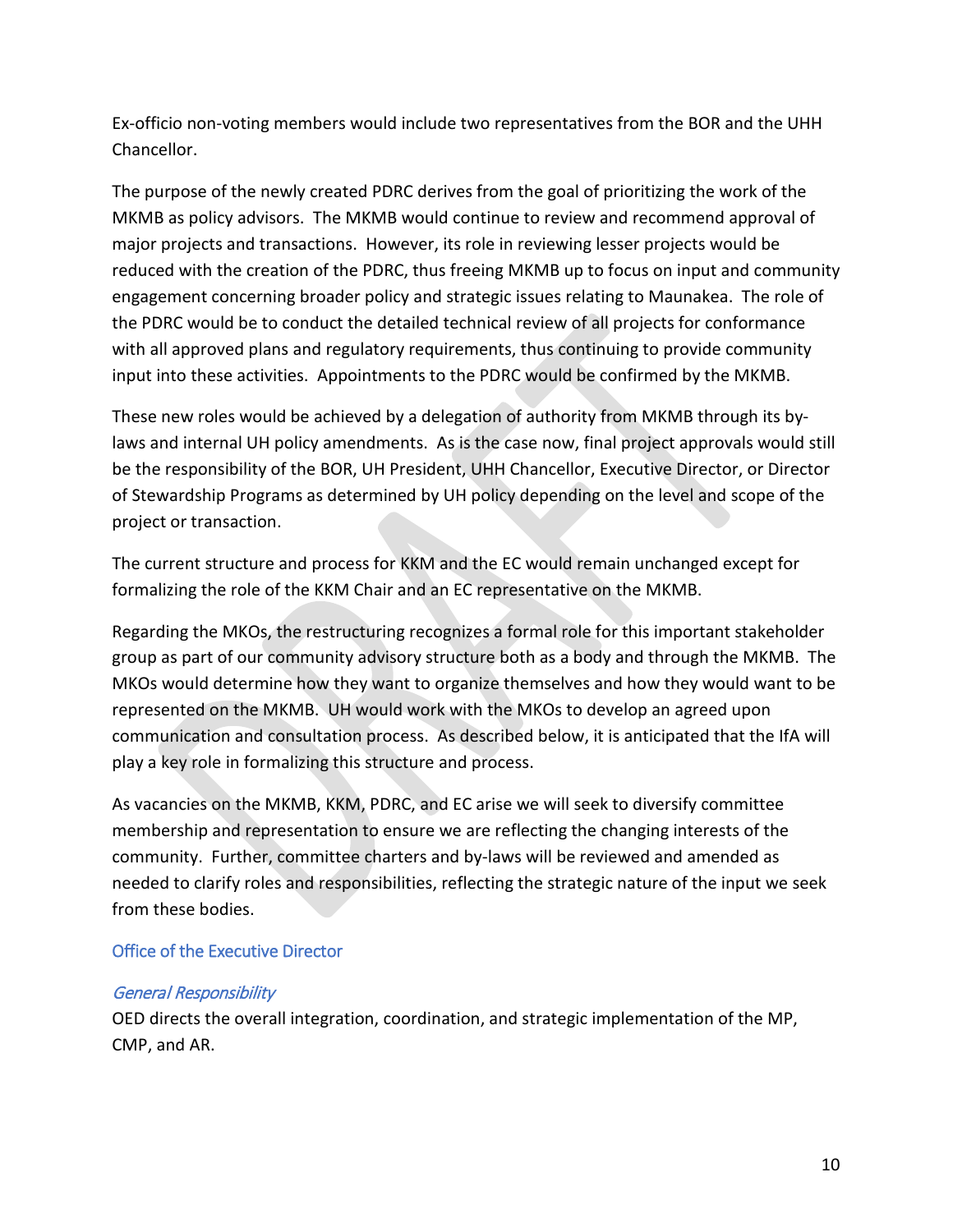Ex-officio non-voting members would include two representatives from the BOR and the UHH Chancellor.

The purpose of the newly created PDRC derives from the goal of prioritizing the work of the MKMB as policy advisors. The MKMB would continue to review and recommend approval of major projects and transactions. However, its role in reviewing lesser projects would be reduced with the creation of the PDRC, thus freeing MKMB up to focus on input and community engagement concerning broader policy and strategic issues relating to Maunakea. The role of the PDRC would be to conduct the detailed technical review of all projects for conformance with all approved plans and regulatory requirements, thus continuing to provide community input into these activities. Appointments to the PDRC would be confirmed by the MKMB.

These new roles would be achieved by a delegation of authority from MKMB through its by-laws and internal UH policy amendments. As is the case now, final project approvals would still be the responsibility of the BOR, UH President, UHH Chancellor, Executive Director, or Director of Stewardship Programs as determined by UH policy depending on the level and scope of the project or transaction.

The current structure and process for KKM and the EC would remain unchanged except for formalizing the role of the KKM Chair and an EC representative on the MKMB.

Regarding the MKOs, the restructuring recognizes a formal role for this important stakeholder group as part of our community advisory structure both as a body and through the MKMB. The MKOs would determine how they want to organize themselves and how they would want to be represented on the MKMB. UH would work with the MKOs to develop an agreed upon communication and consultation process. As described below, it is anticipated that the IfA will play a key role in formalizing this structure and process.

As vacancies on the MKMB, KKM, PDRC, and EC arise we will seek to diversify committee membership and representation to ensure we are reflecting the changing interests of the community. Further, committee charters and by-laws will be reviewed and amended as needed to clarify roles and responsibilities, reflecting the strategic nature of the input we seek from these bodies.

## Office of the Executive Director

### *General Responsibility*

OED directs the overall integration, coordination, and strategic implementation of the MP, CMP, and AR.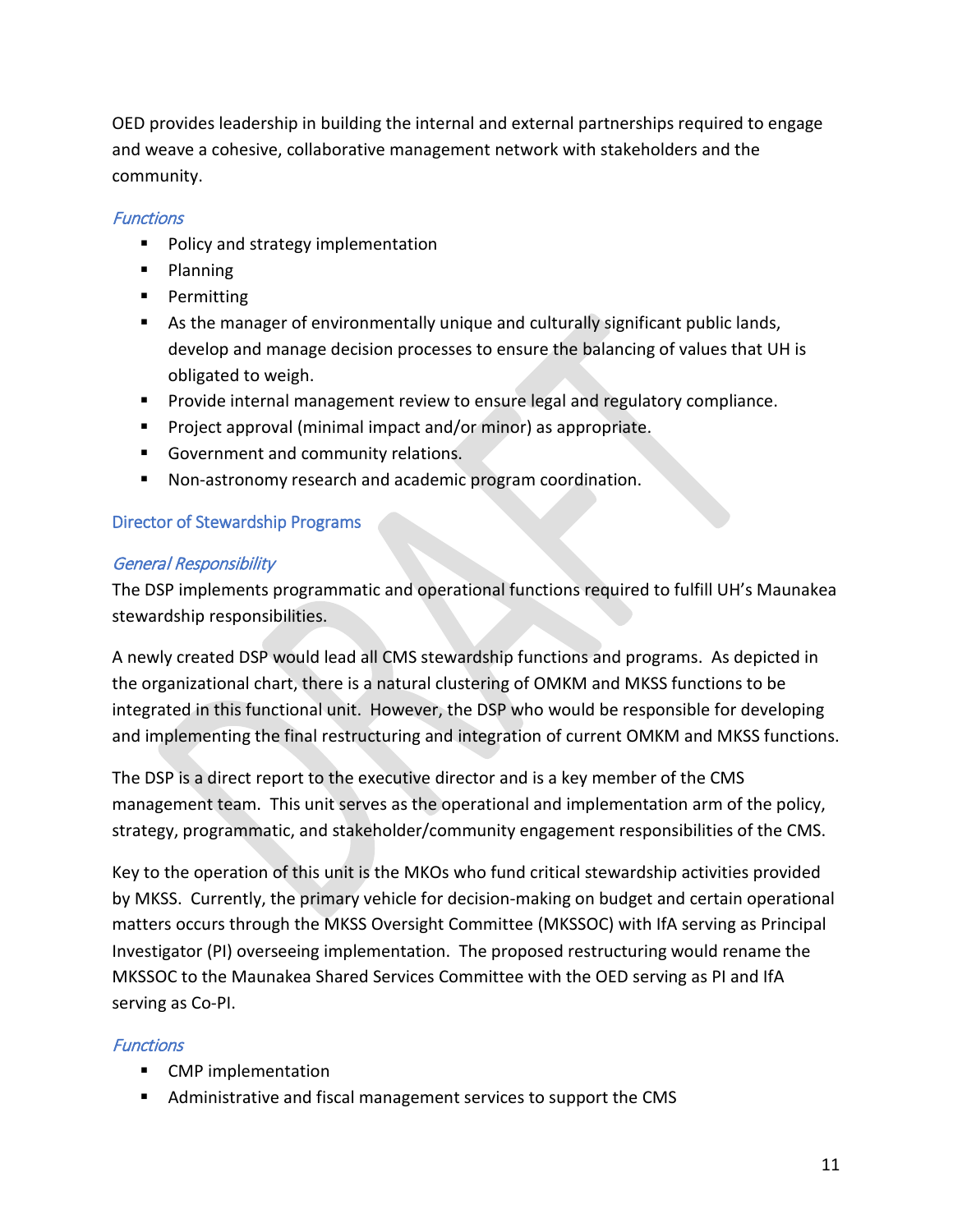OED provides leadership in building the internal and external partnerships required to engage and weave a cohesive, collaborative management network with stakeholders and the community.

#### *Functions*

- Policy and strategy implementation
- Planning
- Permitting
- As the manager of environmentally unique and culturally significant public lands, develop and manage decision processes to ensure the balancing of values that UH is obligated to weigh.
- Provide internal management review to ensure legal and regulatory compliance.
- Project approval (minimal impact and/or minor) as appropriate.
- Government and community relations.
- Non-astronomy research and academic program coordination.

### Director of Stewardship Programs

#### *General Responsibility*

The DSP implements programmatic and operational functions required to fulfill UH's Maunakea stewardship responsibilities.

A newly created DSP would lead all CMS stewardship functions and programs. As depicted in the organizational chart, there is a natural clustering of OMKM and MKSS functions to be integrated in this functional unit. However, the DSP who would be responsible for developing and implementing the final restructuring and integration of current OMKM and MKSS functions.

The DSP is a direct report to the executive director and is a key member of the CMS management team. This unit serves as the operational and implementation arm of the policy, strategy, programmatic, and stakeholder/community engagement responsibilities of the CMS.

Key to the operation of this unit is the MKOs who fund critical stewardship activities provided by MKSS. Currently, the primary vehicle for decision-making on budget and certain operational matters occurs through the MKSS Oversight Committee (MKSSOC) with IfA serving as Principal Investigator (PI) overseeing implementation. The proposed restructuring would rename the MKSSOC to the Maunakea Shared Services Committee with the OED serving as PI and IfA serving as Co-PI.

#### *Functions*

- CMP implementation
- Administrative and fiscal management services to support the CMS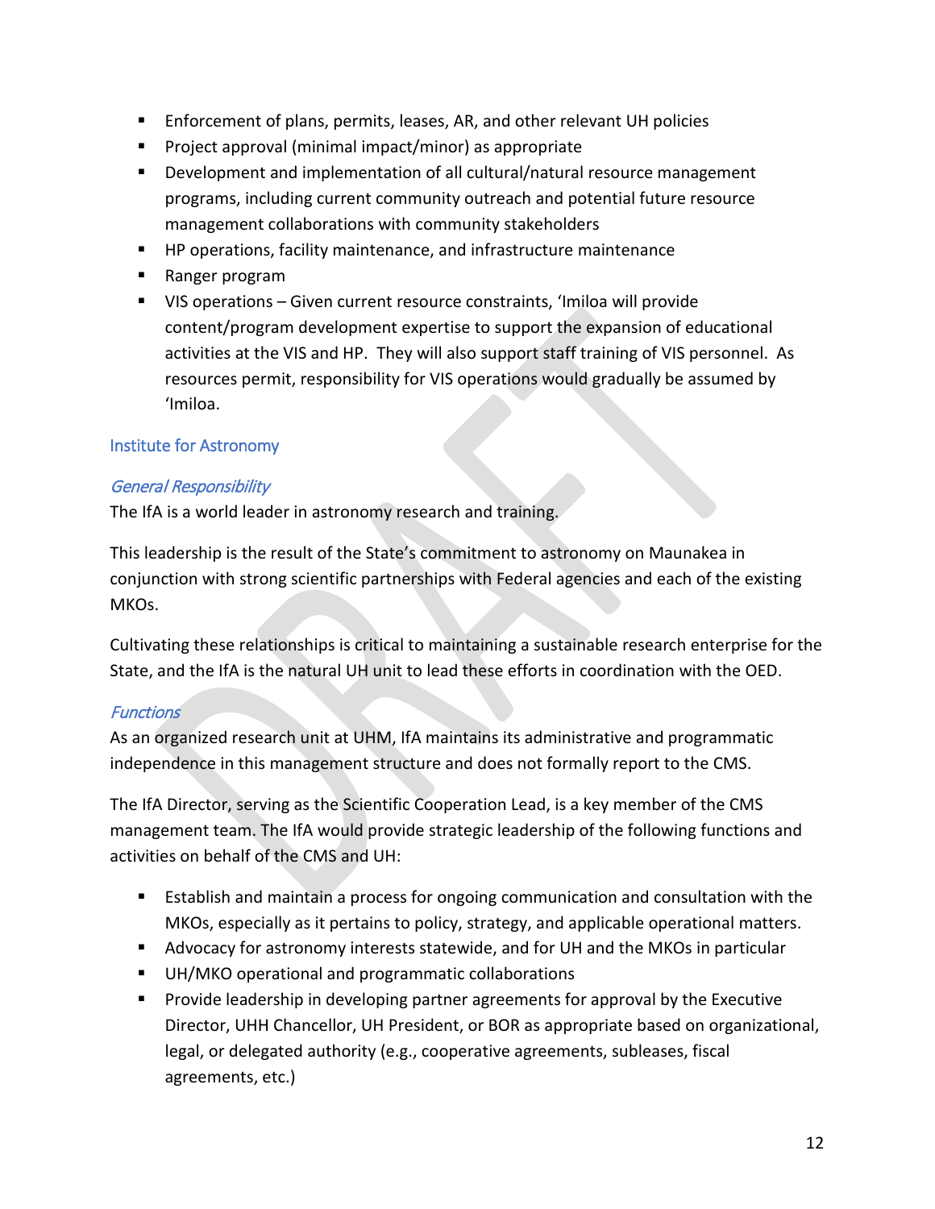- Enforcement of plans, permits, leases, AR, and other relevant UH policies
- Project approval (minimal impact/minor) as appropriate
- Development and implementation of all cultural/natural resource management programs, including current community outreach and potential future resource management collaborations with community stakeholders
- HP operations, facility maintenance, and infrastructure maintenance
- Ranger program
- VIS operations – Given current resource constraints, ʻImiloa will provide content/program development expertise to support the expansion of educational activities at the VIS and HP. They will also support staff training of VIS personnel. As resources permit, responsibility for VIS operations would gradually be assumed by ʻImiloa.

## Institute for Astronomy

### *General Responsibility*

The IfA is a world leader in astronomy research and training.

This leadership is the result of the State's commitment to astronomy on Maunakea in conjunction with strong scientific partnerships with Federal agencies and each of the existing MKOs.

Cultivating these relationships is critical to maintaining a sustainable research enterprise for the State, and the IfA is the natural UH unit to lead these efforts in coordination with the OED.

### *Functions*

As an organized research unit at UHM, IfA maintains its administrative and programmatic independence in this management structure and does not formally report to the CMS.

The IfA Director, serving as the Scientific Cooperation Lead, is a key member of the CMS management team. The IfA would provide strategic leadership of the following functions and activities on behalf of the CMS and UH:

- Establish and maintain a process for ongoing communication and consultation with the MKOs, especially as it pertains to policy, strategy, and applicable operational matters.
- Advocacy for astronomy interests statewide, and for UH and the MKOs in particular
- UH/MKO operational and programmatic collaborations
- Provide leadership in developing partner agreements for approval by the Executive Director, UHH Chancellor, UH President, or BOR as appropriate based on organizational, legal, or delegated authority (e.g., cooperative agreements, subleases, fiscal agreements, etc.)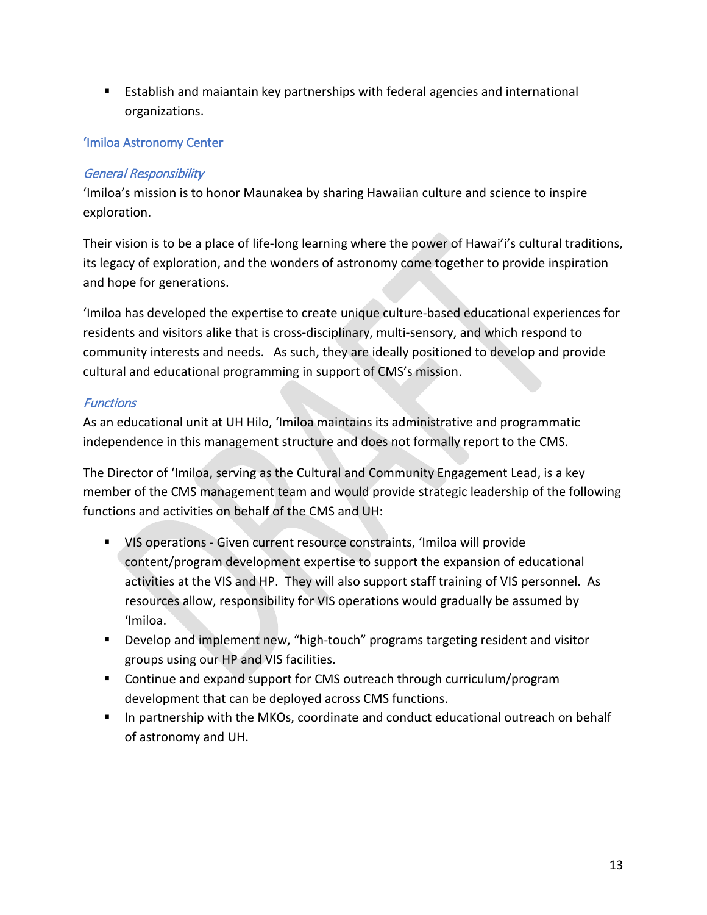- Establish and maiantain key partnerships with federal agencies and international organizations.

## ʻImiloa Astronomy Center

### *General Responsibility*

ʻImiloa's mission is to honor Maunakea by sharing Hawaiian culture and science to inspire exploration.

Their vision is to be a place of life-long learning where the power of Hawaiʻi's cultural traditions, its legacy of exploration, and the wonders of astronomy come together to provide inspiration and hope for generations.

ʻImiloa has developed the expertise to create unique culture-based educational experiences for residents and visitors alike that is cross-disciplinary, multi-sensory, and which respond to community interests and needs. As such, they are ideally positioned to develop and provide cultural and educational programming in support of CMS's mission.

### *Functions*

As an educational unit at UH Hilo, ʻImiloa maintains its administrative and programmatic independence in this management structure and does not formally report to the CMS.

The Director of ʻImiloa, serving as the Cultural and Community Engagement Lead, is a key member of the CMS management team and would provide strategic leadership of the following functions and activities on behalf of the CMS and UH:

- VIS operations - Given current resource constraints, ʻImiloa will provide content/program development expertise to support the expansion of educational activities at the VIS and HP. They will also support staff training of VIS personnel. As resources allow, responsibility for VIS operations would gradually be assumed by ʻImiloa.
- Develop and implement new, "high-touch" programs targeting resident and visitor groups using our HP and VIS facilities.
- Continue and expand support for CMS outreach through curriculum/program development that can be deployed across CMS functions.
- In partnership with the MKOs, coordinate and conduct educational outreach on behalf of astronomy and UH.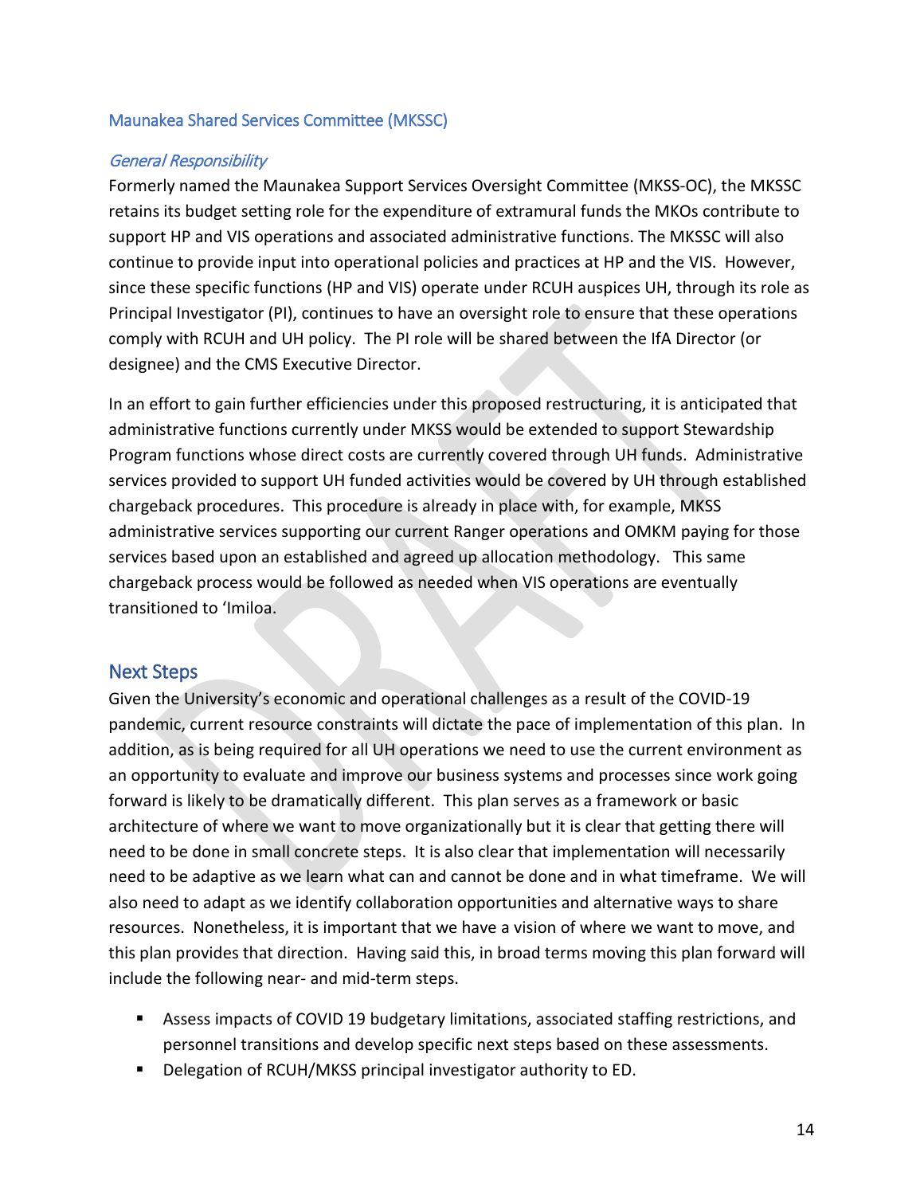### Maunakea Shared Services Committee (MKSSC)

#### *General Responsibility*

Formerly named the Maunakea Support Services Oversight Committee (MKSS-OC), the MKSSC retains its budget setting role for the expenditure of extramural funds the MKOs contribute to support HP and VIS operations and associated administrative functions. The MKSSC will also continue to provide input into operational policies and practices at HP and the VIS. However, since these specific functions (HP and VIS) operate under RCUH auspices UH, through its role as Principal Investigator (PI), continues to have an oversight role to ensure that these operations comply with RCUH and UH policy. The PI role will be shared between the IfA Director (or designee) and the CMS Executive Director.

In an effort to gain further efficiencies under this proposed restructuring, it is anticipated that administrative functions currently under MKSS would be extended to support Stewardship Program functions whose direct costs are currently covered through UH funds. Administrative services provided to support UH funded activities would be covered by UH through established chargeback procedures. This procedure is already in place with, for example, MKSS administrative services supporting our current Ranger operations and OMKM paying for those services based upon an established and agreed up allocation methodology. This same chargeback process would be followed as needed when VIS operations are eventually transitioned to 'Imiloa.

## Next Steps

Given the University's economic and operational challenges as a result of the COVID-19 pandemic, current resource constraints will dictate the pace of implementation of this plan. In addition, as is being required for all UH operations we need to use the current environment as an opportunity to evaluate and improve our business systems and processes since work going forward is likely to be dramatically different. This plan serves as a framework or basic architecture of where we want to move organizationally but it is clear that getting there will need to be done in small concrete steps. It is also clear that implementation will necessarily need to be adaptive as we learn what can and cannot be done and in what timeframe. We will also need to adapt as we identify collaboration opportunities and alternative ways to share resources. Nonetheless, it is important that we have a vision of where we want to move, and this plan provides that direction. Having said this, in broad terms moving this plan forward will include the following near- and mid-term steps.

- Assess impacts of COVID 19 budgetary limitations, associated staffing restrictions, and personnel transitions and develop specific next steps based on these assessments.
- Delegation of RCUH/MKSS principal investigator authority to ED.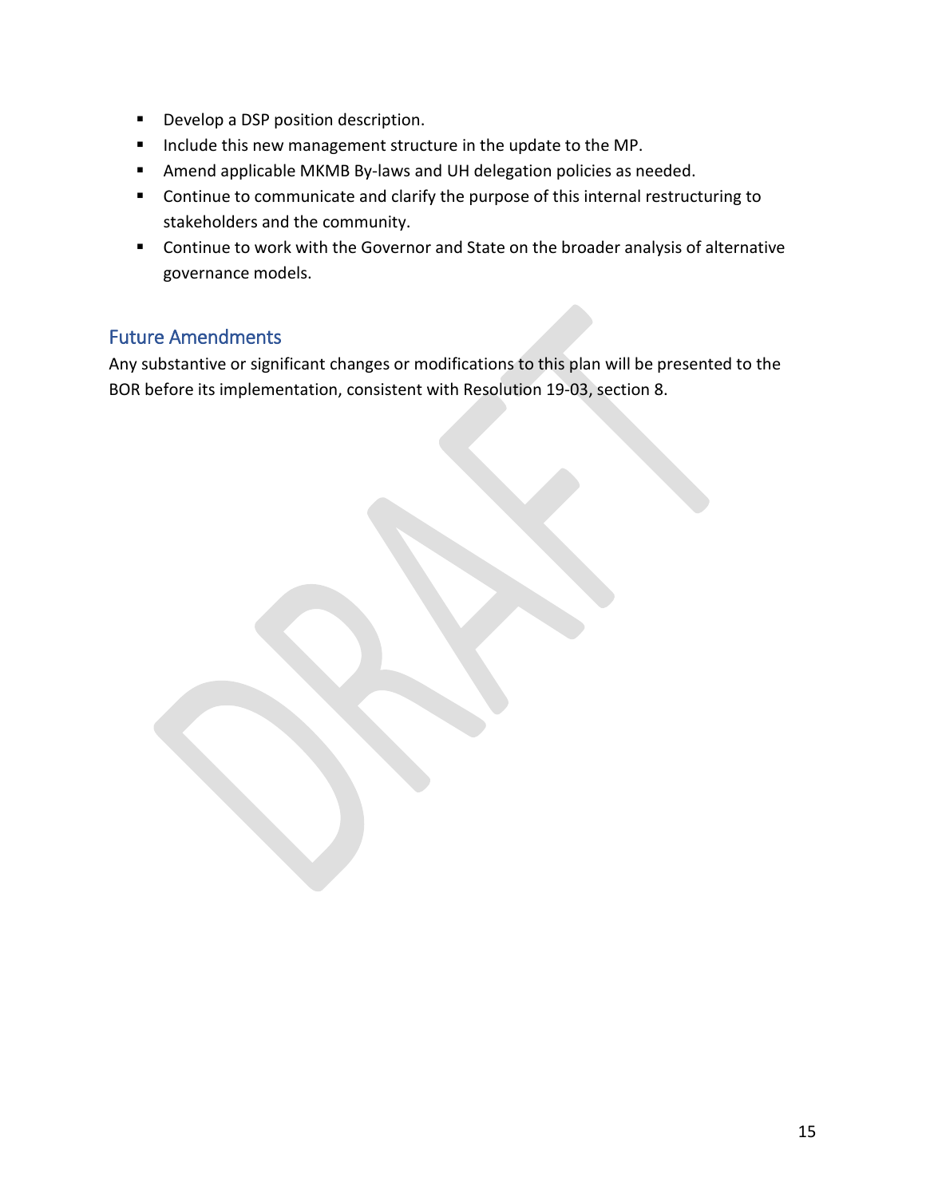- Develop a DSP position description.
- Include this new management structure in the update to the MP.
- Amend applicable MKMB By-laws and UH delegation policies as needed.
- Continue to communicate and clarify the purpose of this internal restructuring to stakeholders and the community.
- Continue to work with the Governor and State on the broader analysis of alternative governance models.

## Future Amendments

Any substantive or significant changes or modifications to this plan will be presented to the BOR before its implementation, consistent with Resolution 19-03, section 8.